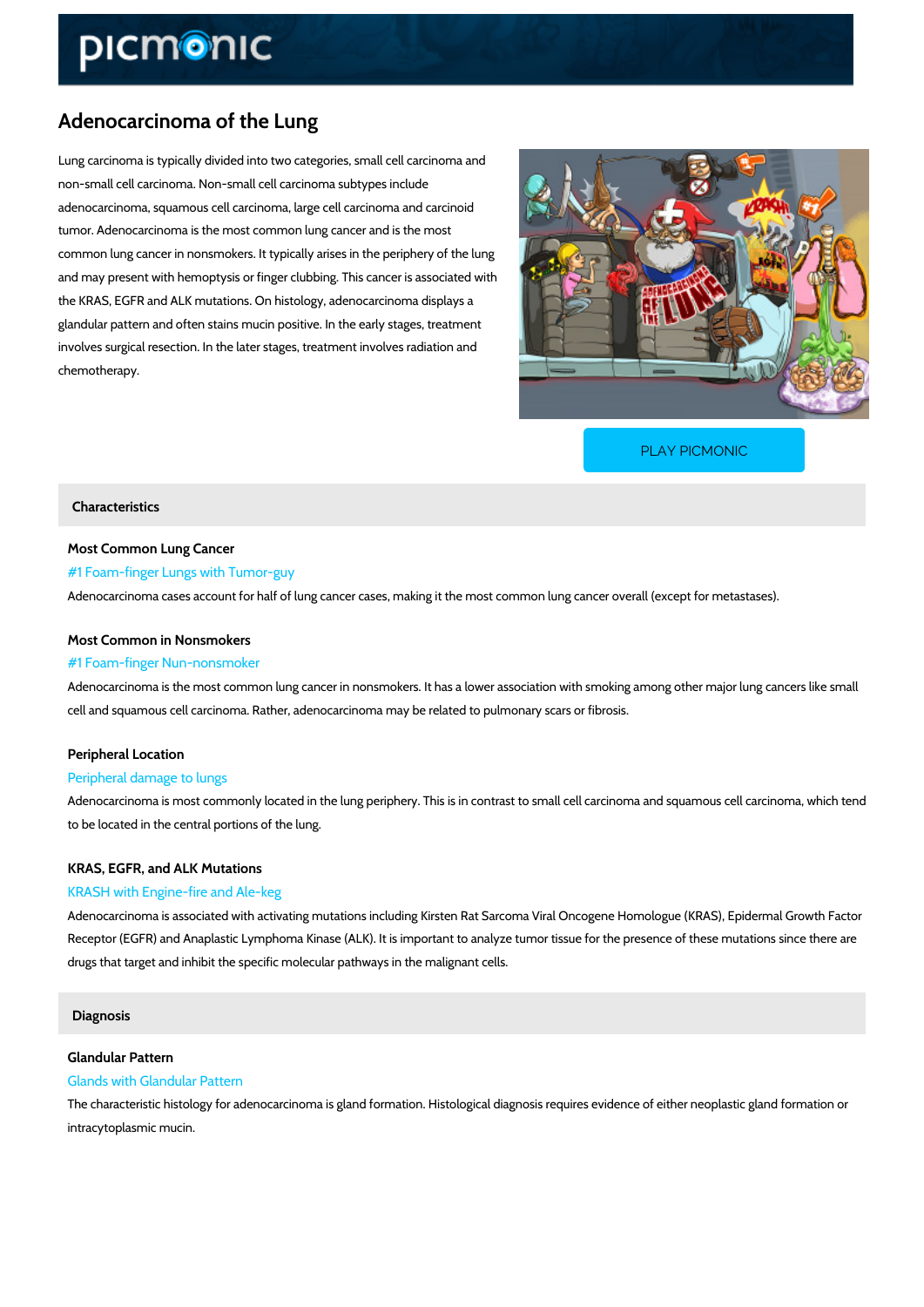# Adenocarcinoma of the Lung

Lung carcinoma is typically divided into two categories, small cell carcinoma and non-small cell carcinoma. Non-small cell carcinoma subtypes include adenocarcinoma, squamous cell carcinoma, large cell carcinoma and carcinoid tumor. Adenocarcinoma is the most common lung cancer and is the most common lung cancer in nonsmokers. It typically arises in the periphery of the lung and may present with hemoptysis or finger clubbing. This cancer is associated with the KRAS, EGFR and ALK mutations. On histology, adenocarcinoma displays a glandular pattern and often stains mucin positive. In the early stages, treatment involves surgical resection. In the later stages, treatment involves radiation and chemotherapy.

PLAY PICMONIC

## Characteristics

### Most Common Lung Cancer

#1 Foam-finger Lungs with Tumor-guy

Adenocarcinoma cases account for half of lung cancer cases, making it the most common lung cancer overall (except for metastases).

### Most Common in Nonsmokers

#1 Foam-finger Nun-nonsmoker

Adenocarcinoma is the most common lung cancer in nonsmokers. It has a lower association with smoking among other major lung cancers like small cell and squamous cell carcinoma. Rather, adenocarcinoma may be related to pulmonary scars or fibrosis.

### Peripheral Location

Peripheral damage to lungs

Adenocarcinoma is most commonly located in the lung periphery. This is in contrast to small cell carcinoma and squamous cell carcinoma, which tend to be located in the central portions of the lung.

### KRAS, EGFR, and ALK Mutations

KRASH with Engine-fire and Ale-keg

Adenocarcinoma is associated with activating mutations including Kirsten Rat Sarcoma Viral Oncogene Homologue (KRAS), Epidermal Growth Factor Receptor (EGFR) and Anaplastic Lymphoma Kinase (ALK). It is important to analyze tumor tissue for the presence of these mutations since there are drugs that target and inhibit the specific molecular pathways in the malignant cells.

## Diagnosis

### Glandular Pattern

Glands with Glandular Pattern

The characteristic histology for adenocarcinoma is gland formation. Histological diagnosis requires evidence of either neoplastic gland formation or intracytoplasmic mucin.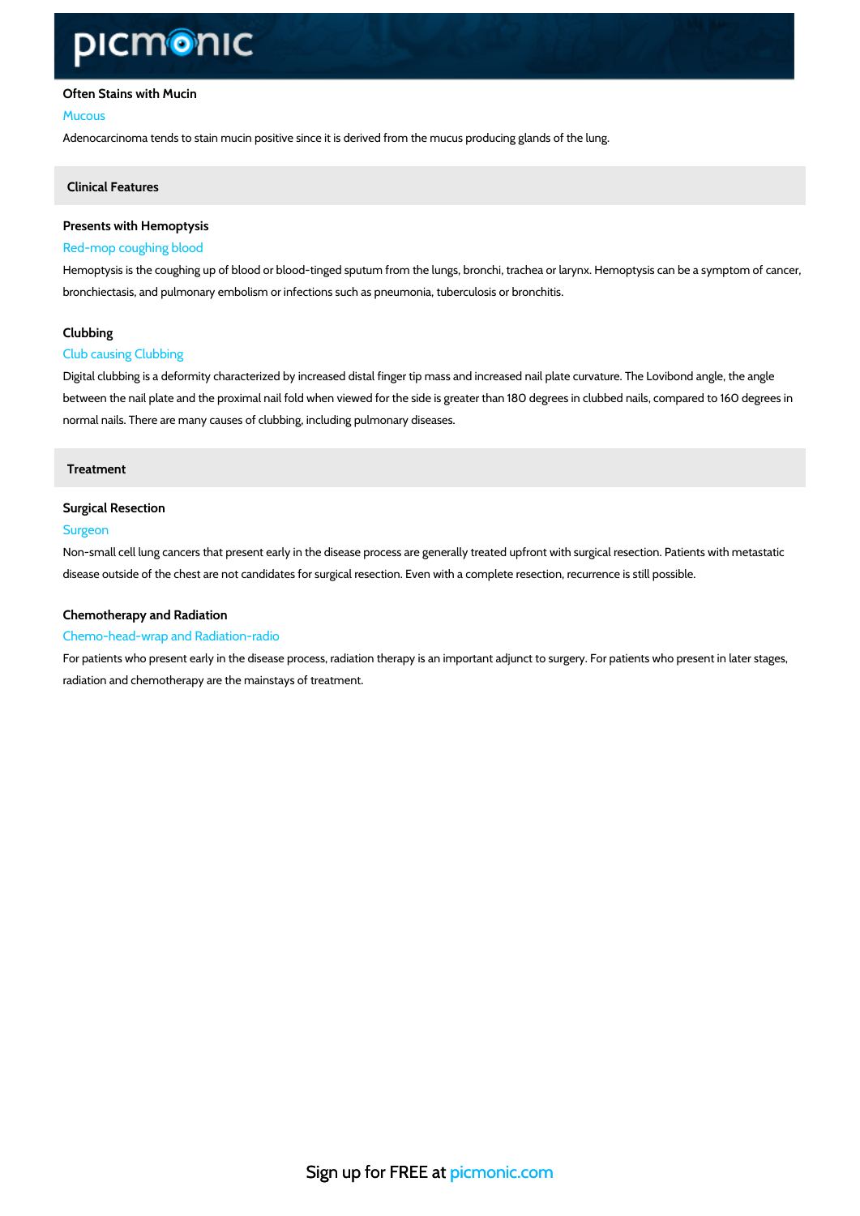### Often Stains with Mucin

Mucous

Adenocarcinoma tends to stain mucin positive since it is derived from the mucus producing glands of the lung.

## Clinical Features

### Presents with Hemoptysis

Red-mop coughing blood

Hemoptysis is the coughing up of blood or blood-tinged sputum from the lungs, bronchi, trachea or larynx. Hemoptysis can be a symptom of cancer, bronchiectasis, and pulmonary embolism or infections such as pneumonia, tuberculosis or bronchitis.

### Clubbing

Club causing Clubbing

Digital clubbing is a deformity characterized by increased distal finger tip mass and increased nail plate curvature. The Lovibond angle, the angle between the nail plate and the proximal nail fold when viewed for the side is greater than 180 degrees in clubbed nails, compared to 160 degrees in normal nails. There are many causes of clubbing, including pulmonary diseases.

## Treatment

### Surgical Resection

Surgeon

Non-small cell lung cancers that present early in the disease process are generally treated upfront with surgical resection. Patients with metastatic disease outside of the chest are not candidates for surgical resection. Even with a complete resection, recurrence is still possible.

### Chemotherapy and Radiation

Chemo-head-wrap and Radiation-radio

For patients who present early in the disease process, radiation therapy is an important adjunct to surgery. For patients who present in later stages, radiation and chemotherapy are the mainstays of treatment.